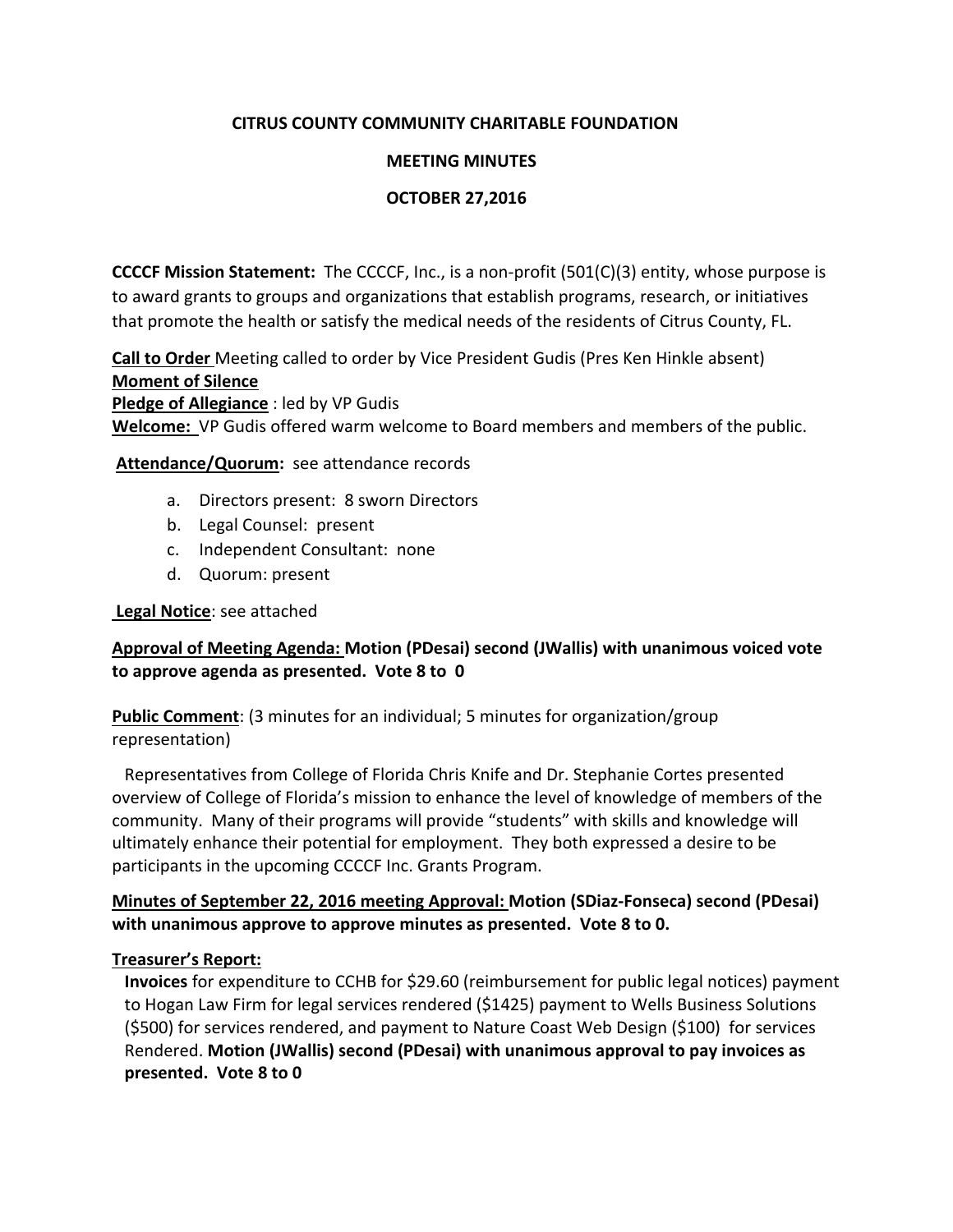**CITRUS COUNTY COMMUNITY CHARITABLE FOUNDATION**

**MEETING MINUTES**

**OCTOBER 27,2016**

**CCCCF Mission Statement:** The CCCCF, Inc., is a non-profit (501(C)(3) entity, whose purpose is to award grants to groups and organizations that establish programs, research, or initiatives that promote the health or satisfy the medical needs of the residents of Citrus County, FL.

**Call to Order** Meeting called to order by Vice President Gudis (Pres Ken Hinkle absent)
**Moment of Silence**
**Pledge of Allegiance** : led by VP Gudis
**Welcome:** VP Gudis offered warm welcome to Board members and members of the public.

**Attendance/Quorum:** see attendance records

a. Directors present: 8 sworn Directors
b. Legal Counsel: present
c. Independent Consultant: none
d. Quorum: present

**Legal Notice**: see attached

**Approval of Meeting Agenda: Motion (PDesai) second (JWallis) with unanimous voiced vote to approve agenda as presented. Vote 8 to 0**

**Public Comment**: (3 minutes for an individual; 5 minutes for organization/group representation)

Representatives from College of Florida Chris Knife and Dr. Stephanie Cortes presented overview of College of Florida's mission to enhance the level of knowledge of members of the community. Many of their programs will provide "students" with skills and knowledge will ultimately enhance their potential for employment. They both expressed a desire to be participants in the upcoming CCCCF Inc. Grants Program.

**Minutes of September 22, 2016 meeting Approval: Motion (SDiaz-Fonseca) second (PDesai) with unanimous approve to approve minutes as presented. Vote 8 to 0.**

**Treasurer's Report:**

**Invoices** for expenditure to CCHB for $29.60 (reimbursement for public legal notices) payment to Hogan Law Firm for legal services rendered ($1425) payment to Wells Business Solutions ($500) for services rendered, and payment to Nature Coast Web Design ($100) for services Rendered. **Motion (JWallis) second (PDesai) with unanimous approval to pay invoices as presented. Vote 8 to 0**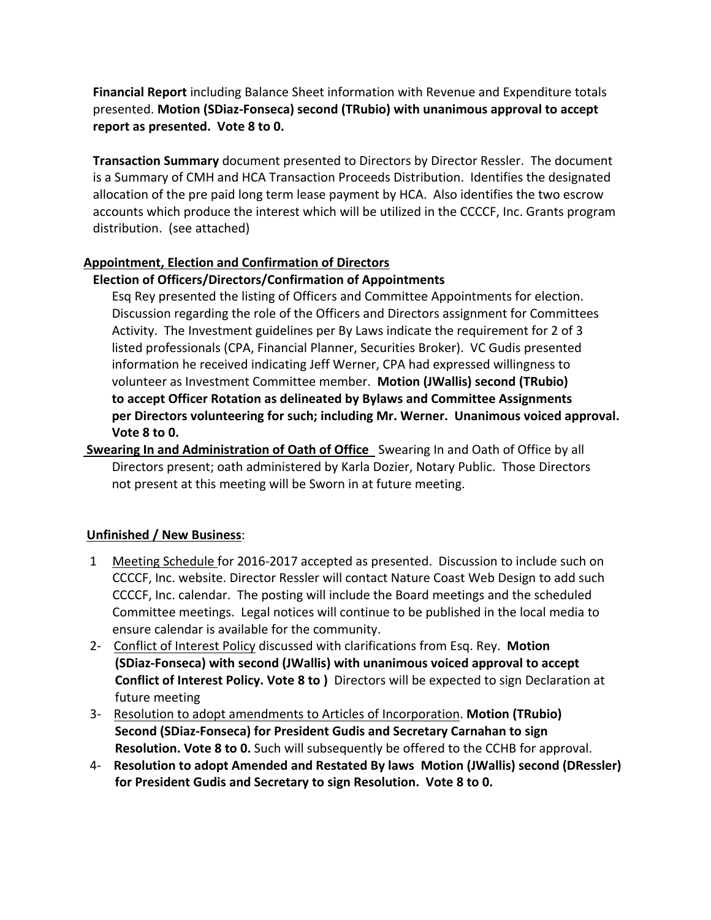**Financial Report** including Balance Sheet information with Revenue and Expenditure totals presented. **Motion (SDiaz-Fonseca) second (TRubio) with unanimous approval to accept report as presented. Vote 8 to 0.**

**Transaction Summary** document presented to Directors by Director Ressler. The document is a Summary of CMH and HCA Transaction Proceeds Distribution. Identifies the designated allocation of the pre paid long term lease payment by HCA. Also identifies the two escrow accounts which produce the interest which will be utilized in the CCCCF, Inc. Grants program distribution. (see attached)

**Appointment, Election and Confirmation of Directors**

**Election of Officers/Directors/Confirmation of Appointments**

Esq Rey presented the listing of Officers and Committee Appointments for election. Discussion regarding the role of the Officers and Directors assignment for Committees Activity. The Investment guidelines per By Laws indicate the requirement for 2 of 3 listed professionals (CPA, Financial Planner, Securities Broker). VC Gudis presented information he received indicating Jeff Werner, CPA had expressed willingness to volunteer as Investment Committee member. **Motion (JWallis) second (TRubio) to accept Officer Rotation as delineated by Bylaws and Committee Assignments per Directors volunteering for such; including Mr. Werner. Unanimous voiced approval. Vote 8 to 0.**

**Swearing In and Administration of Oath of Office** Swearing In and Oath of Office by all Directors present; oath administered by Karla Dozier, Notary Public. Those Directors not present at this meeting will be Sworn in at future meeting.

**Unfinished / New Business**:

1 Meeting Schedule for 2016-2017 accepted as presented. Discussion to include such on CCCCF, Inc. website. Director Ressler will contact Nature Coast Web Design to add such CCCCF, Inc. calendar. The posting will include the Board meetings and the scheduled Committee meetings. Legal notices will continue to be published in the local media to ensure calendar is available for the community.

2- Conflict of Interest Policy discussed with clarifications from Esq. Rey. **Motion (SDiaz-Fonseca) with second (JWallis) with unanimous voiced approval to accept Conflict of Interest Policy. Vote 8 to )** Directors will be expected to sign Declaration at future meeting

3- Resolution to adopt amendments to Articles of Incorporation. **Motion (TRubio) Second (SDiaz-Fonseca) for President Gudis and Secretary Carnahan to sign Resolution. Vote 8 to 0.** Such will subsequently be offered to the CCHB for approval.

4- **Resolution to adopt Amended and Restated By laws Motion (JWallis) second (DRessler) for President Gudis and Secretary to sign Resolution. Vote 8 to 0.**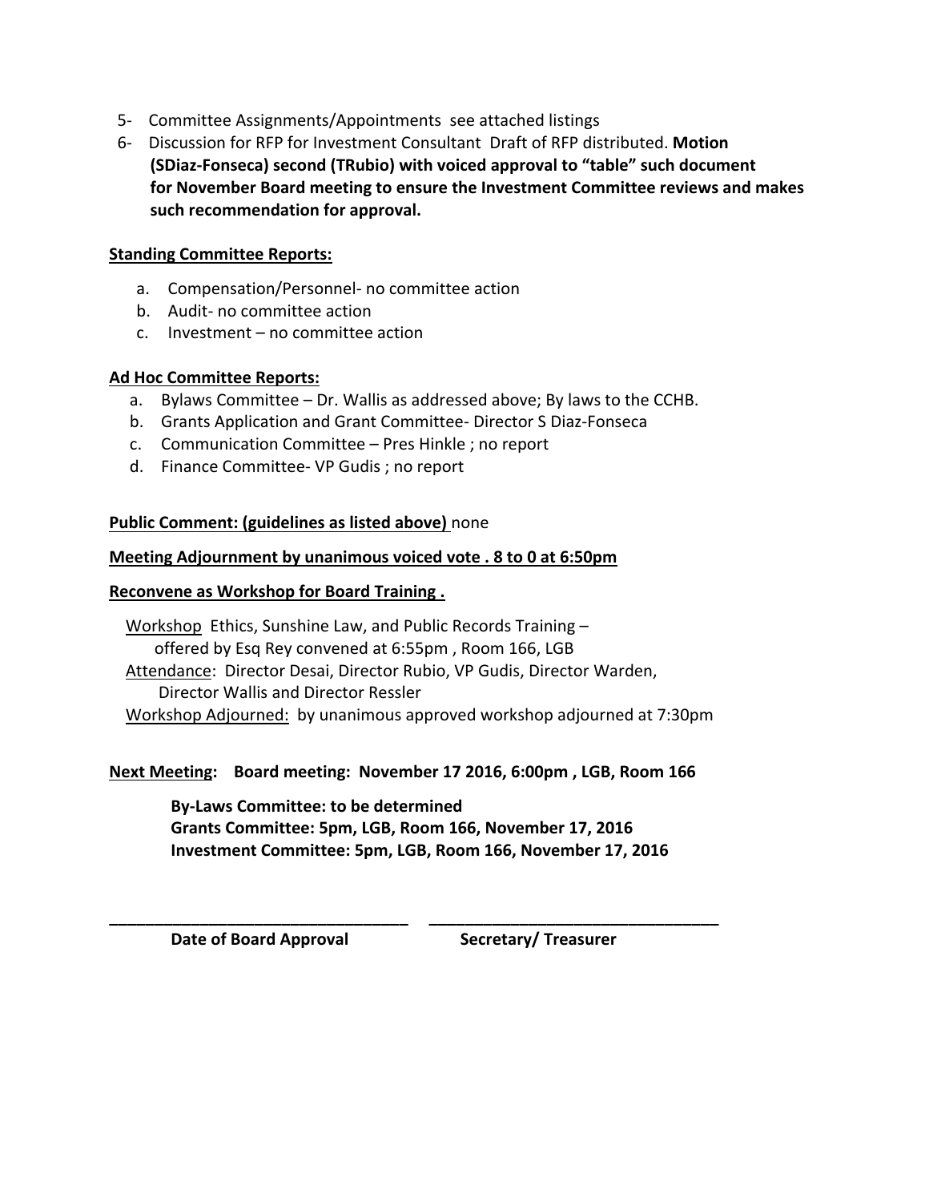5- Committee Assignments/Appointments see attached listings
6- Discussion for RFP for Investment Consultant Draft of RFP distributed. **Motion (SDiaz-Fonseca) second (TRubio) with voiced approval to "table" such document for November Board meeting to ensure the Investment Committee reviews and makes such recommendation for approval.**

**Standing Committee Reports:**

a. Compensation/Personnel- no committee action
b. Audit- no committee action
c. Investment – no committee action

**Ad Hoc Committee Reports:**

a. Bylaws Committee – Dr. Wallis as addressed above; By laws to the CCHB.
b. Grants Application and Grant Committee- Director S Diaz-Fonseca
c. Communication Committee – Pres Hinkle ; no report
d. Finance Committee- VP Gudis ; no report

**Public Comment: (guidelines as listed above)** none

**Meeting Adjournment by unanimous voiced vote . 8 to 0 at 6:50pm**

**Reconvene as Workshop for Board Training .**

Workshop Ethics, Sunshine Law, and Public Records Training – offered by Esq Rey convened at 6:55pm , Room 166, LGB
Attendance: Director Desai, Director Rubio, VP Gudis, Director Warden, Director Wallis and Director Ressler
Workshop Adjourned: by unanimous approved workshop adjourned at 7:30pm

**Next Meeting: Board meeting: November 17 2016, 6:00pm , LGB, Room 166**

**By-Laws Committee: to be determined**
**Grants Committee: 5pm, LGB, Room 166, November 17, 2016**
**Investment Committee: 5pm, LGB, Room 166, November 17, 2016**

\_\_\_\_\_\_\_\_\_\_\_\_\_\_\_\_\_\_\_\_\_\_\_\_\_\_\_\_\_\_ \_\_\_\_\_\_\_\_\_\_\_\_\_\_\_\_\_\_\_\_\_\_\_\_\_\_\_\_\_\_

**Date of Board Approval** **Secretary/ Treasurer**